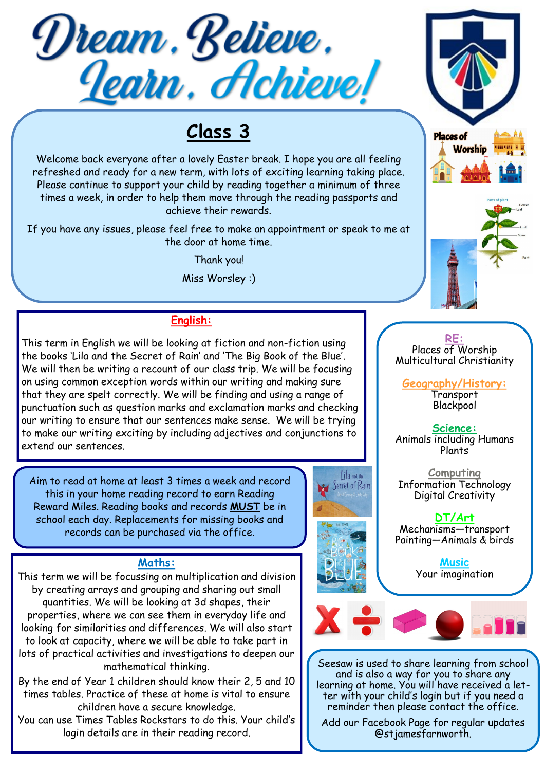# Dream, Believe, Learn, Achieve!

## Class 3

Welcome back everyone after a lovely Easter break. I hope you are all feeling refreshed and ready for a new term, with lots of exciting learning taking place. Please continue to support your child by reading together a minimum of three times a week, in order to help them move through the reading passports and achieve their rewards.

If you have any issues, please feel free to make an appointment or speak to me at the door at home time.

Thank you!

Miss Worsley :)

### English:

This term in English we will be looking at fiction and non-fiction using the books 'Lila and the Secret of Rain' and 'The Big Book of the Blue'. We will then be writing a recount of our class trip. We will be focusing on using common exception words within our writing and making sure that they are spelt correctly. We will be finding and using a range of punctuation such as question marks and exclamation marks and checking our writing to ensure that our sentences make sense. We will be trying to make our writing exciting by including adjectives and conjunctions to extend our sentences.

Aim to read at home at least 3 times a week and record this in your home reading record to earn Reading Reward Miles. Reading books and records **MUST** be in school each day. Replacements for missing books and records can be purchased via the office.

### Maths:

This term we will be focussing on multiplication and division by creating arrays and grouping and sharing out small quantities. We will be looking at 3d shapes, their properties, where we can see them in everyday life and looking for similarities and differences. We will also start to look at capacity, where we will be able to take part in lots of practical activities and investigations to deepen our mathematical thinking.

By the end of Year 1 children should know their 2, 5 and 10 times tables. Practice of these at home is vital to ensure children have a secure knowledge.

You can use Times Tables Rockstars to do this. Your child's login details are in their reading record.

### RE:
Places of Worship
Multicultural Christianity

### Geography/History:
Transport
Blackpool

### Science:
Animals including Humans
Plants

### Computing
Information Technology
Digital Creativity

### DT/Art
Mechanisms—transport
Painting—Animals & birds

### Music
Your imagination

Seesaw is used to share learning from school and is also a way for you to share any learning at home. You will have received a letter with your child's login but if you need a reminder then please contact the office.

Add our Facebook Page for regular updates @stjamesfarnworth.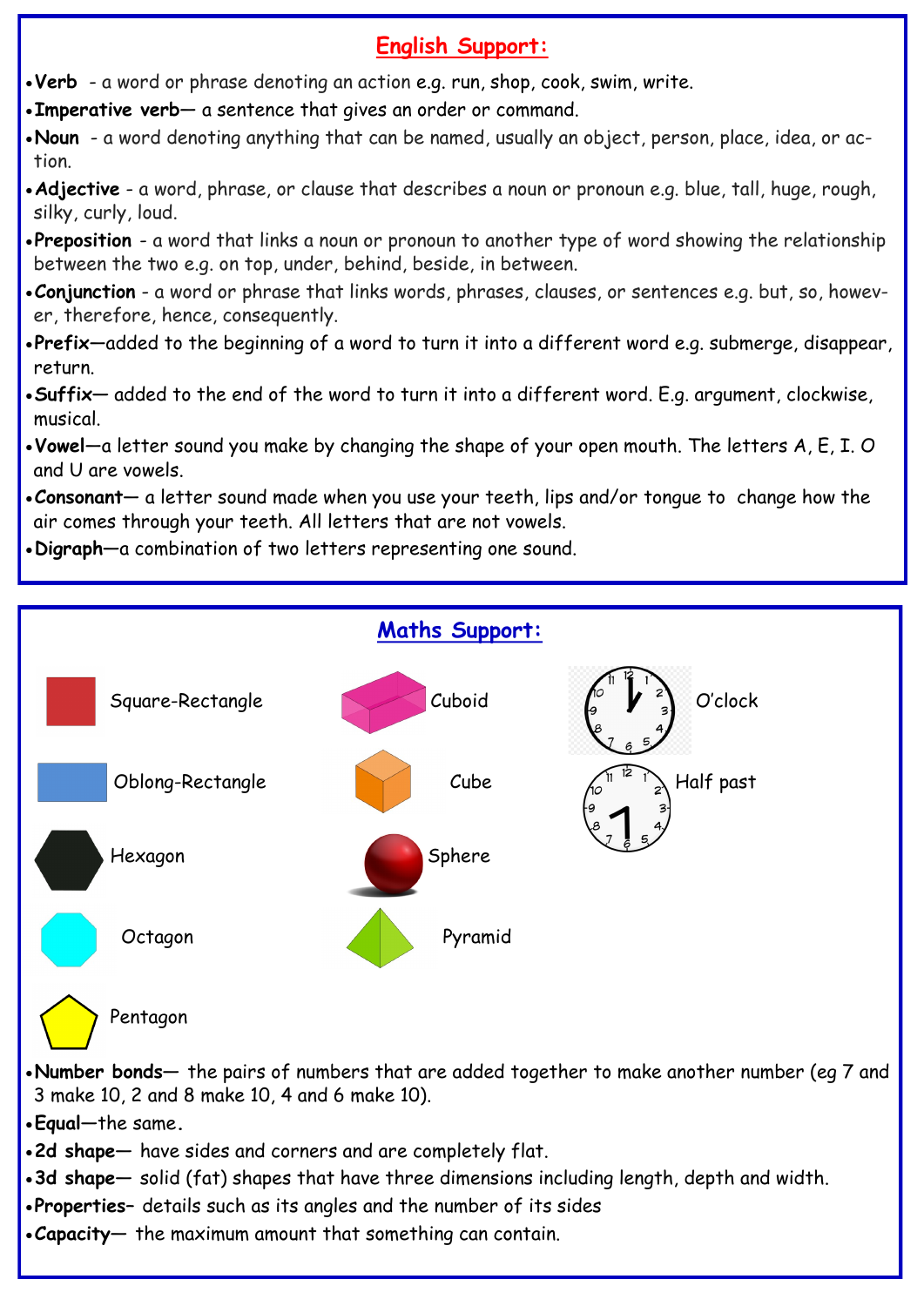## English Support:

- **Verb** - a word or phrase denoting an action e.g. run, shop, cook, swim, write.
- **Imperative verb**— a sentence that gives an order or command.
- **Noun** - a word denoting anything that can be named, usually an object, person, place, idea, or action.
- **Adjective** - a word, phrase, or clause that describes a noun or pronoun e.g. blue, tall, huge, rough, silky, curly, loud.
- **Preposition** - a word that links a noun or pronoun to another type of word showing the relationship between the two e.g. on top, under, behind, beside, in between.
- **Conjunction** - a word or phrase that links words, phrases, clauses, or sentences e.g. but, so, however, therefore, hence, consequently.
- **Prefix**—added to the beginning of a word to turn it into a different word e.g. submerge, disappear, return.
- **Suffix**— added to the end of the word to turn it into a different word. E.g. argument, clockwise, musical.
- **Vowel**—a letter sound you make by changing the shape of your open mouth. The letters A, E, I. O and U are vowels.
- **Consonant**— a letter sound made when you use your teeth, lips and/or tongue to change how the air comes through your teeth. All letters that are not vowels.
- **Digraph**—a combination of two letters representing one sound.

## Maths Support:

Square-Rectangle

Oblong-Rectangle

Hexagon

Octagon

Pentagon

Cuboid

Cube

Sphere

Pyramid

O'clock

Half past

- **Number bonds**— the pairs of numbers that are added together to make another number (eg 7 and 3 make 10, 2 and 8 make 10, 4 and 6 make 10).
- **Equal**—the same.
- **2d shape**— have sides and corners and are completely flat.
- **3d shape**— solid (fat) shapes that have three dimensions including length, depth and width.
- **Properties**– details such as its angles and the number of its sides
- **Capacity**— the maximum amount that something can contain.